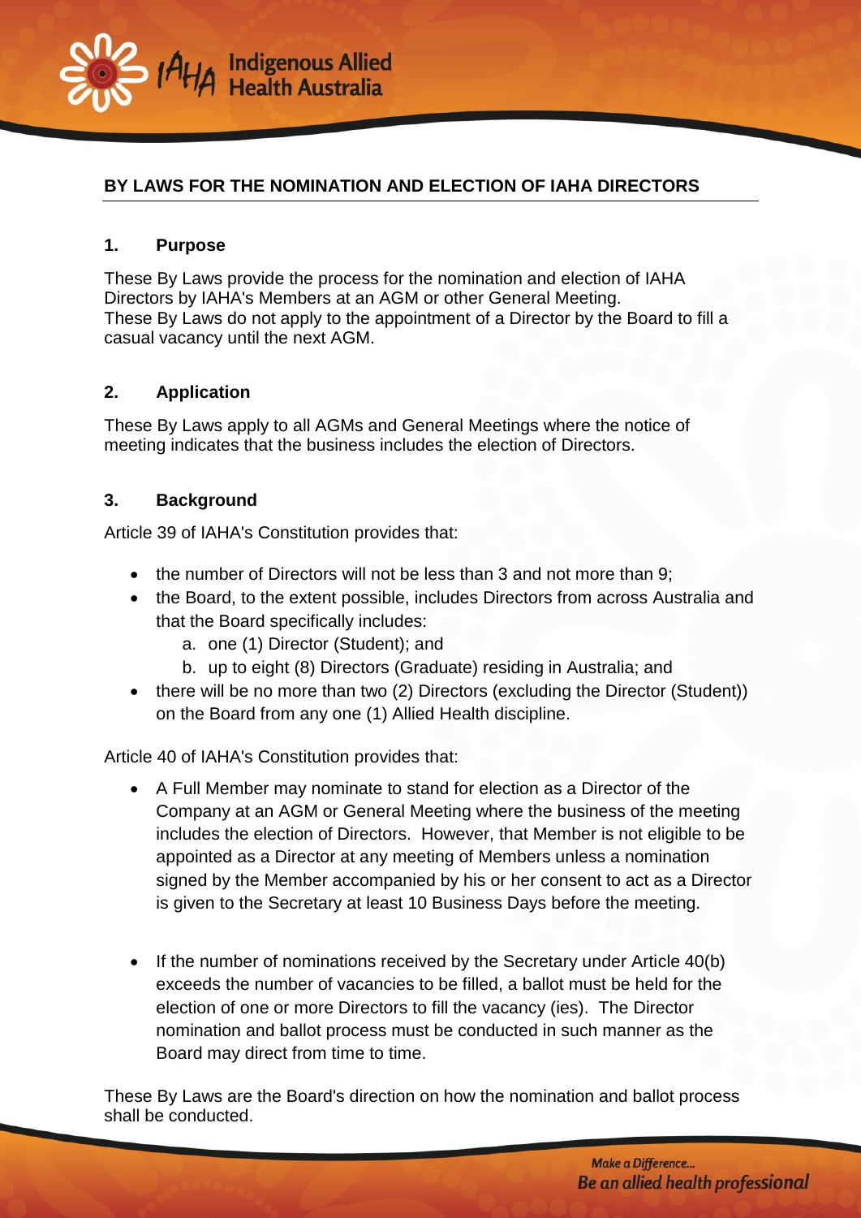# BY LAWS FOR THE NOMINATION AND ELECTION OF IAHA DIRECTORS

## 1. Purpose

These By Laws provide the process for the nomination and election of IAHA Directors by IAHA's Members at an AGM or other General Meeting.
These By Laws do not apply to the appointment of a Director by the Board to fill a casual vacancy until the next AGM.

## 2. Application

These By Laws apply to all AGMs and General Meetings where the notice of meeting indicates that the business includes the election of Directors.

## 3. Background

Article 39 of IAHA's Constitution provides that:

- the number of Directors will not be less than 3 and not more than 9;
- the Board, to the extent possible, includes Directors from across Australia and that the Board specifically includes:
  a. one (1) Director (Student); and
  b. up to eight (8) Directors (Graduate) residing in Australia; and
- there will be no more than two (2) Directors (excluding the Director (Student)) on the Board from any one (1) Allied Health discipline.

Article 40 of IAHA's Constitution provides that:

- A Full Member may nominate to stand for election as a Director of the Company at an AGM or General Meeting where the business of the meeting includes the election of Directors. However, that Member is not eligible to be appointed as a Director at any meeting of Members unless a nomination signed by the Member accompanied by his or her consent to act as a Director is given to the Secretary at least 10 Business Days before the meeting.

- If the number of nominations received by the Secretary under Article 40(b) exceeds the number of vacancies to be filled, a ballot must be held for the election of one or more Directors to fill the vacancy (ies). The Director nomination and ballot process must be conducted in such manner as the Board may direct from time to time.

These By Laws are the Board's direction on how the nomination and ballot process shall be conducted.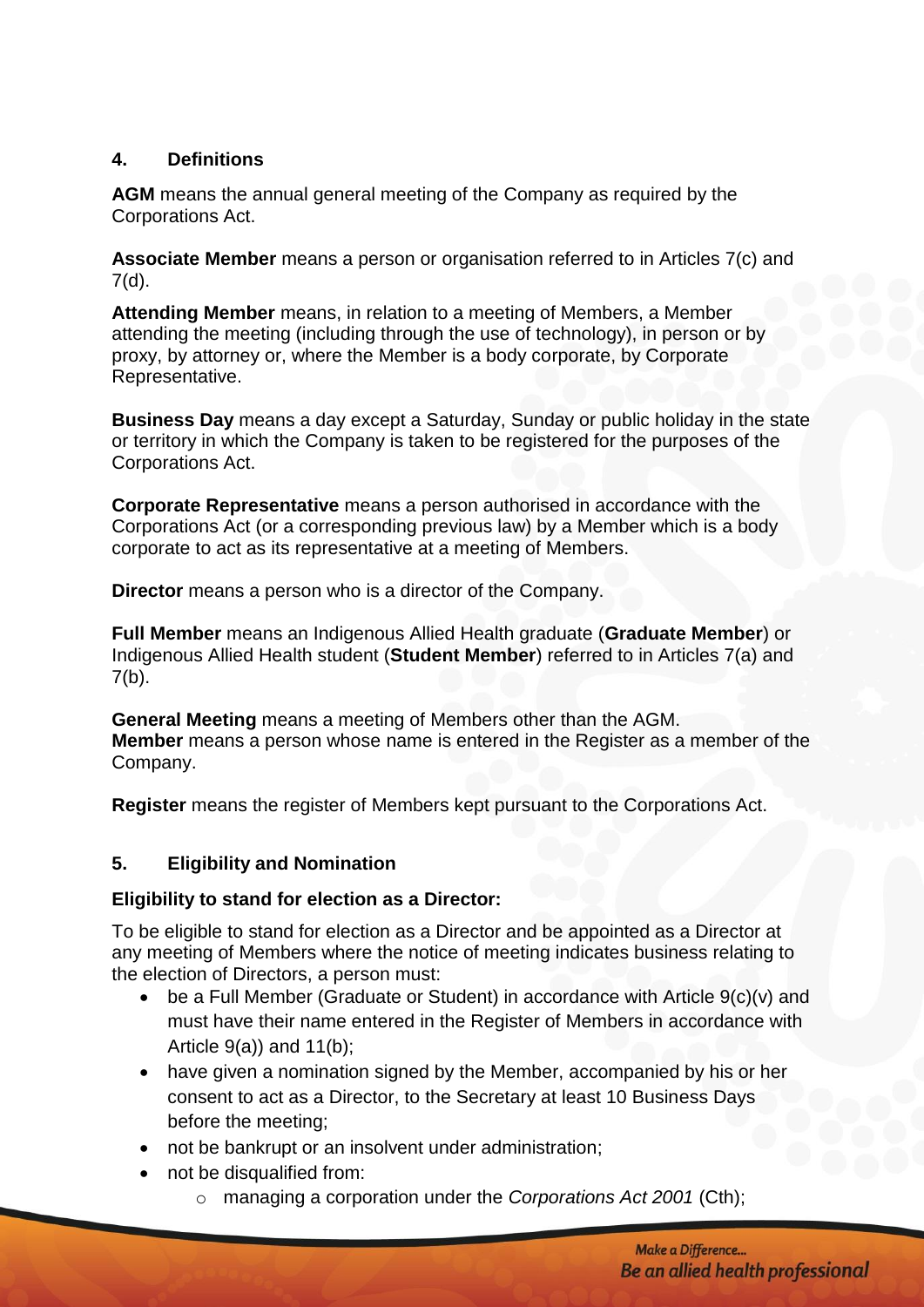## 4. Definitions

**AGM** means the annual general meeting of the Company as required by the Corporations Act.

**Associate Member** means a person or organisation referred to in Articles 7(c) and 7(d).

**Attending Member** means, in relation to a meeting of Members, a Member attending the meeting (including through the use of technology), in person or by proxy, by attorney or, where the Member is a body corporate, by Corporate Representative.

**Business Day** means a day except a Saturday, Sunday or public holiday in the state or territory in which the Company is taken to be registered for the purposes of the Corporations Act.

**Corporate Representative** means a person authorised in accordance with the Corporations Act (or a corresponding previous law) by a Member which is a body corporate to act as its representative at a meeting of Members.

**Director** means a person who is a director of the Company.

**Full Member** means an Indigenous Allied Health graduate (**Graduate Member**) or Indigenous Allied Health student (**Student Member**) referred to in Articles 7(a) and 7(b).

**General Meeting** means a meeting of Members other than the AGM.
**Member** means a person whose name is entered in the Register as a member of the Company.

**Register** means the register of Members kept pursuant to the Corporations Act.

## 5. Eligibility and Nomination

**Eligibility to stand for election as a Director:**

To be eligible to stand for election as a Director and be appointed as a Director at any meeting of Members where the notice of meeting indicates business relating to the election of Directors, a person must:

- be a Full Member (Graduate or Student) in accordance with Article 9(c)(v) and must have their name entered in the Register of Members in accordance with Article 9(a)) and 11(b);
- have given a nomination signed by the Member, accompanied by his or her consent to act as a Director, to the Secretary at least 10 Business Days before the meeting;
- not be bankrupt or an insolvent under administration;
- not be disqualified from:
  - managing a corporation under the *Corporations Act 2001* (Cth);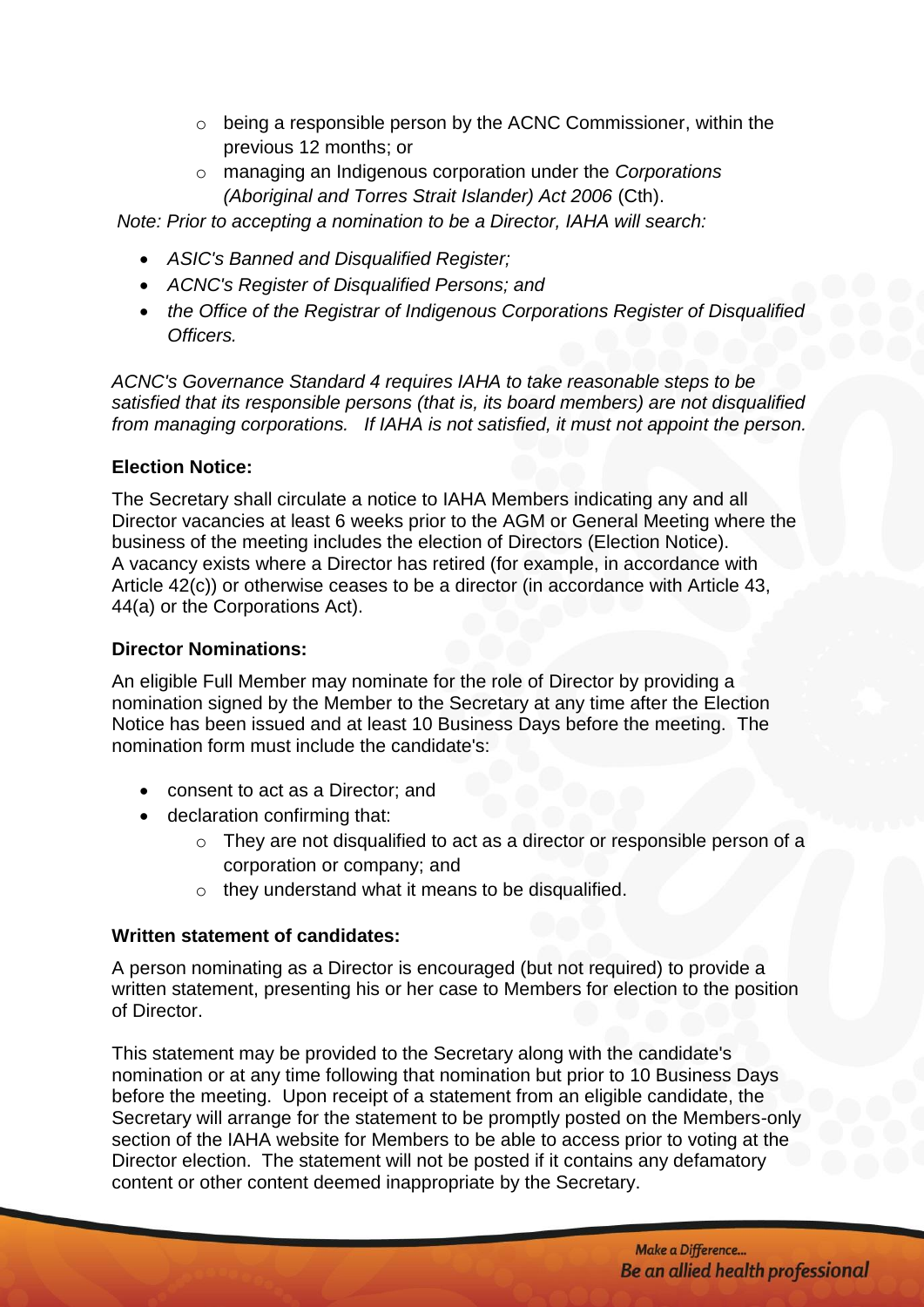- being a responsible person by the ACNC Commissioner, within the previous 12 months; or
  - managing an Indigenous corporation under the *Corporations (Aboriginal and Torres Strait Islander) Act 2006* (Cth).

*Note: Prior to accepting a nomination to be a Director, IAHA will search:*

- *ASIC's Banned and Disqualified Register;*
- *ACNC's Register of Disqualified Persons; and*
- *the Office of the Registrar of Indigenous Corporations Register of Disqualified Officers.*

*ACNC's Governance Standard 4 requires IAHA to take reasonable steps to be satisfied that its responsible persons (that is, its board members) are not disqualified from managing corporations. If IAHA is not satisfied, it must not appoint the person.*

**Election Notice:**

The Secretary shall circulate a notice to IAHA Members indicating any and all Director vacancies at least 6 weeks prior to the AGM or General Meeting where the business of the meeting includes the election of Directors (Election Notice). A vacancy exists where a Director has retired (for example, in accordance with Article 42(c)) or otherwise ceases to be a director (in accordance with Article 43, 44(a) or the Corporations Act).

**Director Nominations:**

An eligible Full Member may nominate for the role of Director by providing a nomination signed by the Member to the Secretary at any time after the Election Notice has been issued and at least 10 Business Days before the meeting. The nomination form must include the candidate's:

- consent to act as a Director; and
- declaration confirming that:
  - They are not disqualified to act as a director or responsible person of a corporation or company; and
  - they understand what it means to be disqualified.

**Written statement of candidates:**

A person nominating as a Director is encouraged (but not required) to provide a written statement, presenting his or her case to Members for election to the position of Director.

This statement may be provided to the Secretary along with the candidate's nomination or at any time following that nomination but prior to 10 Business Days before the meeting. Upon receipt of a statement from an eligible candidate, the Secretary will arrange for the statement to be promptly posted on the Members-only section of the IAHA website for Members to be able to access prior to voting at the Director election. The statement will not be posted if it contains any defamatory content or other content deemed inappropriate by the Secretary.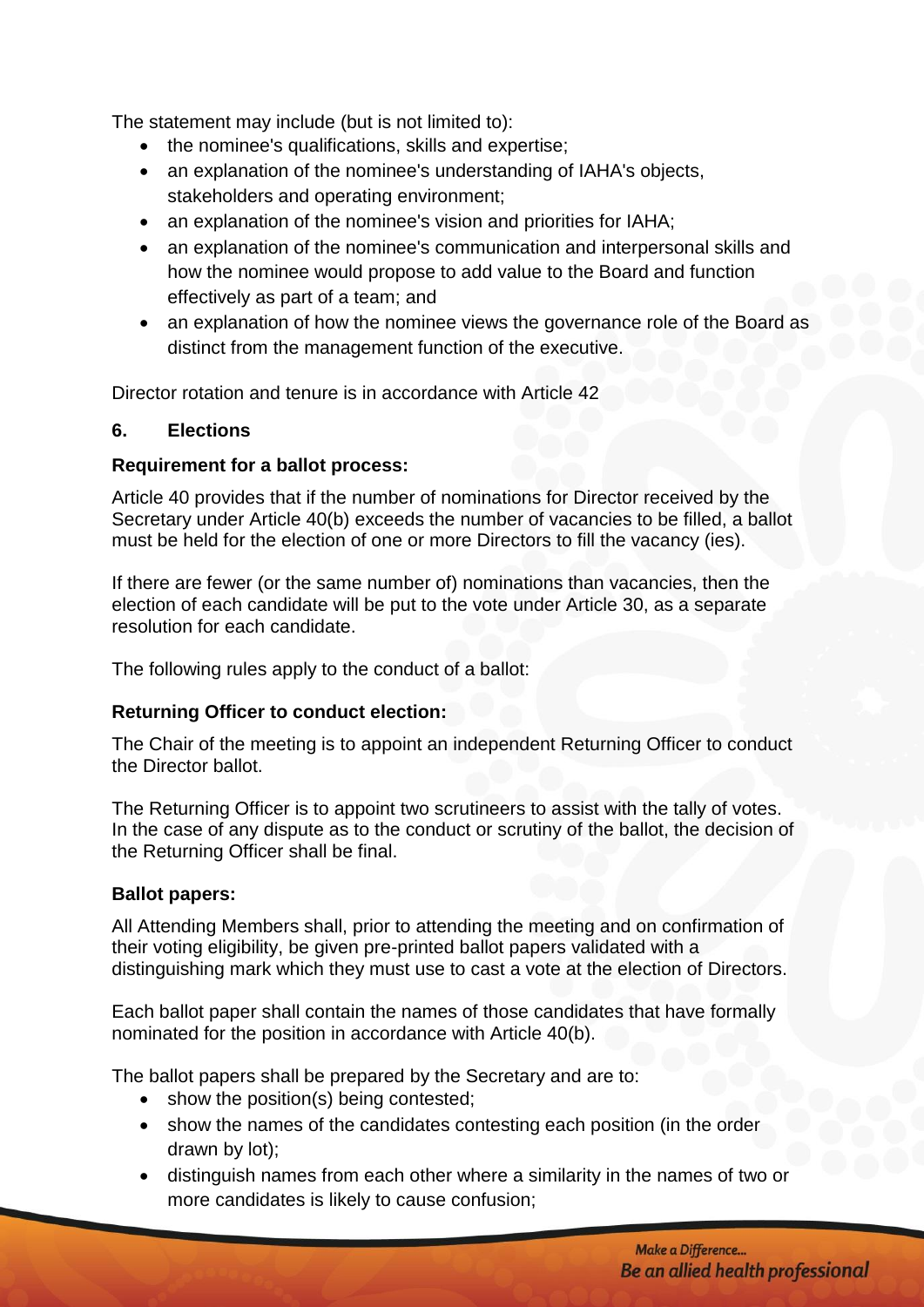The statement may include (but is not limited to):

- the nominee's qualifications, skills and expertise;
- an explanation of the nominee's understanding of IAHA's objects, stakeholders and operating environment;
- an explanation of the nominee's vision and priorities for IAHA;
- an explanation of the nominee's communication and interpersonal skills and how the nominee would propose to add value to the Board and function effectively as part of a team; and
- an explanation of how the nominee views the governance role of the Board as distinct from the management function of the executive.

Director rotation and tenure is in accordance with Article 42

## 6. Elections

**Requirement for a ballot process:**

Article 40 provides that if the number of nominations for Director received by the Secretary under Article 40(b) exceeds the number of vacancies to be filled, a ballot must be held for the election of one or more Directors to fill the vacancy (ies).

If there are fewer (or the same number of) nominations than vacancies, then the election of each candidate will be put to the vote under Article 30, as a separate resolution for each candidate.

The following rules apply to the conduct of a ballot:

**Returning Officer to conduct election:**

The Chair of the meeting is to appoint an independent Returning Officer to conduct the Director ballot.

The Returning Officer is to appoint two scrutineers to assist with the tally of votes. In the case of any dispute as to the conduct or scrutiny of the ballot, the decision of the Returning Officer shall be final.

**Ballot papers:**

All Attending Members shall, prior to attending the meeting and on confirmation of their voting eligibility, be given pre-printed ballot papers validated with a distinguishing mark which they must use to cast a vote at the election of Directors.

Each ballot paper shall contain the names of those candidates that have formally nominated for the position in accordance with Article 40(b).

The ballot papers shall be prepared by the Secretary and are to:

- show the position(s) being contested;
- show the names of the candidates contesting each position (in the order drawn by lot);
- distinguish names from each other where a similarity in the names of two or more candidates is likely to cause confusion;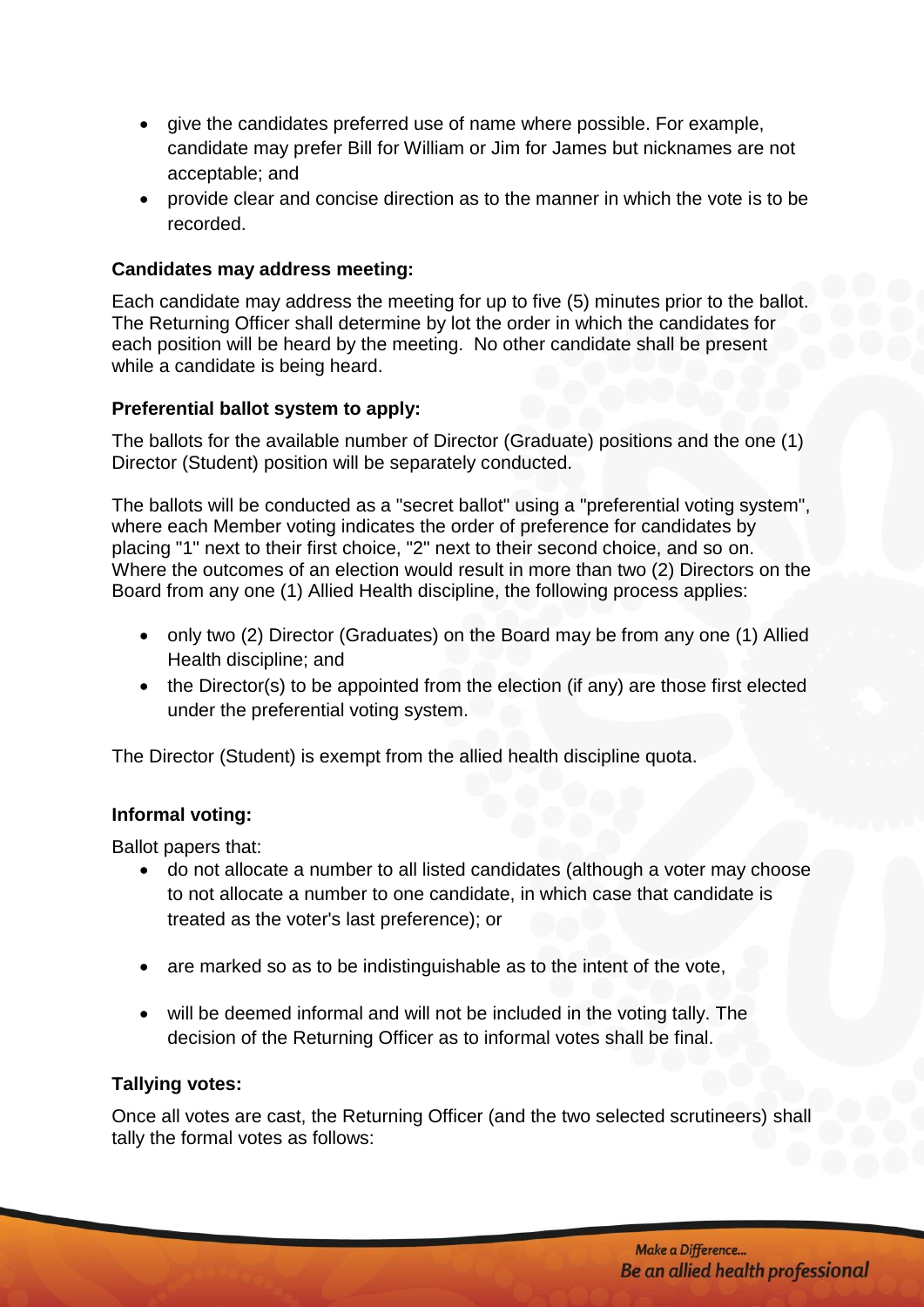- give the candidates preferred use of name where possible. For example, candidate may prefer Bill for William or Jim for James but nicknames are not acceptable; and
- provide clear and concise direction as to the manner in which the vote is to be recorded.

**Candidates may address meeting:**

Each candidate may address the meeting for up to five (5) minutes prior to the ballot. The Returning Officer shall determine by lot the order in which the candidates for each position will be heard by the meeting. No other candidate shall be present while a candidate is being heard.

**Preferential ballot system to apply:**

The ballots for the available number of Director (Graduate) positions and the one (1) Director (Student) position will be separately conducted.

The ballots will be conducted as a "secret ballot" using a "preferential voting system", where each Member voting indicates the order of preference for candidates by placing "1" next to their first choice, "2" next to their second choice, and so on. Where the outcomes of an election would result in more than two (2) Directors on the Board from any one (1) Allied Health discipline, the following process applies:

- only two (2) Director (Graduates) on the Board may be from any one (1) Allied Health discipline; and
- the Director(s) to be appointed from the election (if any) are those first elected under the preferential voting system.

The Director (Student) is exempt from the allied health discipline quota.

**Informal voting:**

Ballot papers that:

- do not allocate a number to all listed candidates (although a voter may choose to not allocate a number to one candidate, in which case that candidate is treated as the voter's last preference); or
- are marked so as to be indistinguishable as to the intent of the vote,
- will be deemed informal and will not be included in the voting tally. The decision of the Returning Officer as to informal votes shall be final.

**Tallying votes:**

Once all votes are cast, the Returning Officer (and the two selected scrutineers) shall tally the formal votes as follows: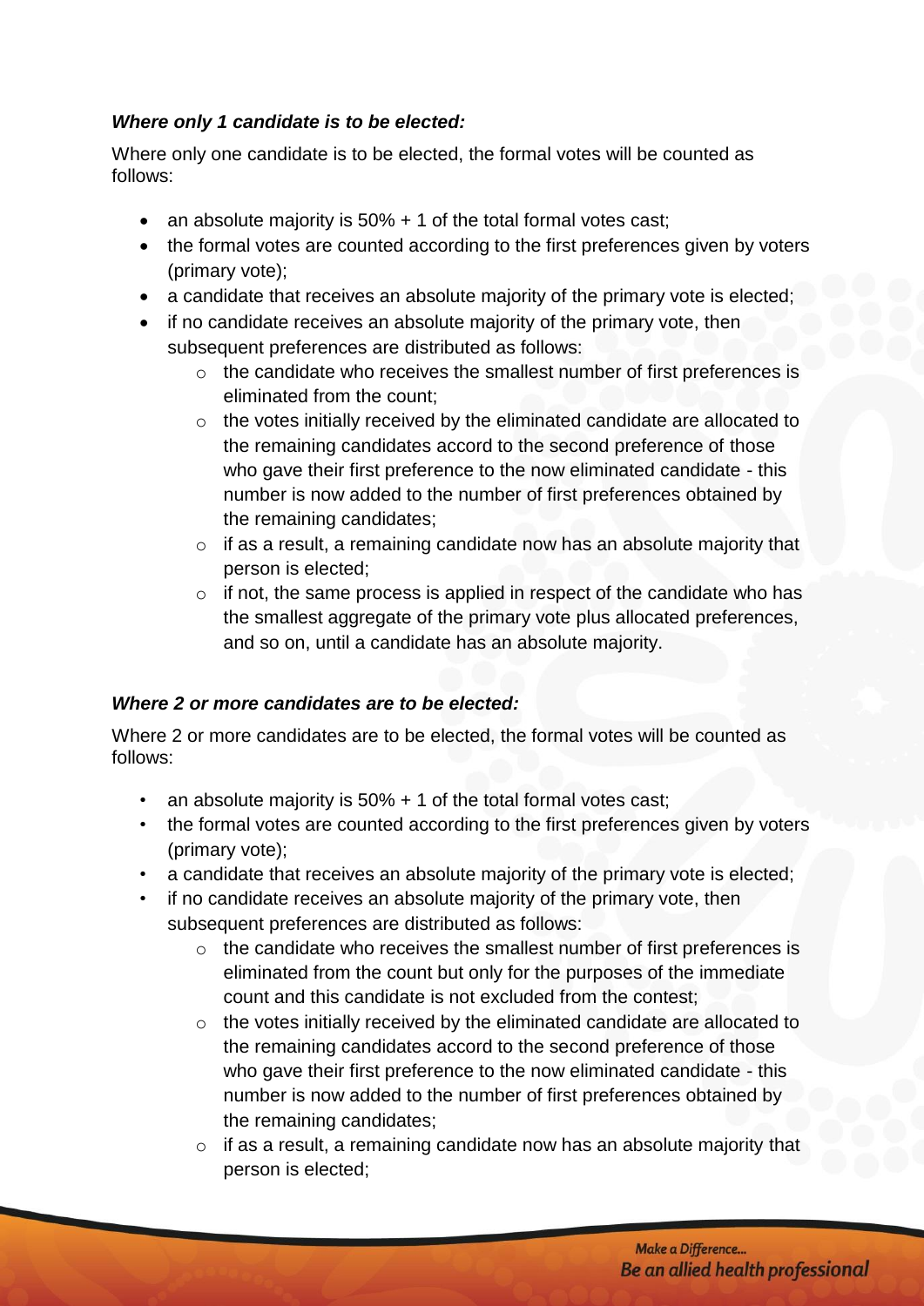***Where only 1 candidate is to be elected:***

Where only one candidate is to be elected, the formal votes will be counted as follows:

- an absolute majority is 50% + 1 of the total formal votes cast;
- the formal votes are counted according to the first preferences given by voters (primary vote);
- a candidate that receives an absolute majority of the primary vote is elected;
- if no candidate receives an absolute majority of the primary vote, then subsequent preferences are distributed as follows:
  - the candidate who receives the smallest number of first preferences is eliminated from the count;
  - the votes initially received by the eliminated candidate are allocated to the remaining candidates accord to the second preference of those who gave their first preference to the now eliminated candidate - this number is now added to the number of first preferences obtained by the remaining candidates;
  - if as a result, a remaining candidate now has an absolute majority that person is elected;
  - if not, the same process is applied in respect of the candidate who has the smallest aggregate of the primary vote plus allocated preferences, and so on, until a candidate has an absolute majority.

***Where 2 or more candidates are to be elected:***

Where 2 or more candidates are to be elected, the formal votes will be counted as follows:

- an absolute majority is 50% + 1 of the total formal votes cast;
- the formal votes are counted according to the first preferences given by voters (primary vote);
- a candidate that receives an absolute majority of the primary vote is elected;
- if no candidate receives an absolute majority of the primary vote, then subsequent preferences are distributed as follows:
  - the candidate who receives the smallest number of first preferences is eliminated from the count but only for the purposes of the immediate count and this candidate is not excluded from the contest;
  - the votes initially received by the eliminated candidate are allocated to the remaining candidates accord to the second preference of those who gave their first preference to the now eliminated candidate - this number is now added to the number of first preferences obtained by the remaining candidates;
  - if as a result, a remaining candidate now has an absolute majority that person is elected;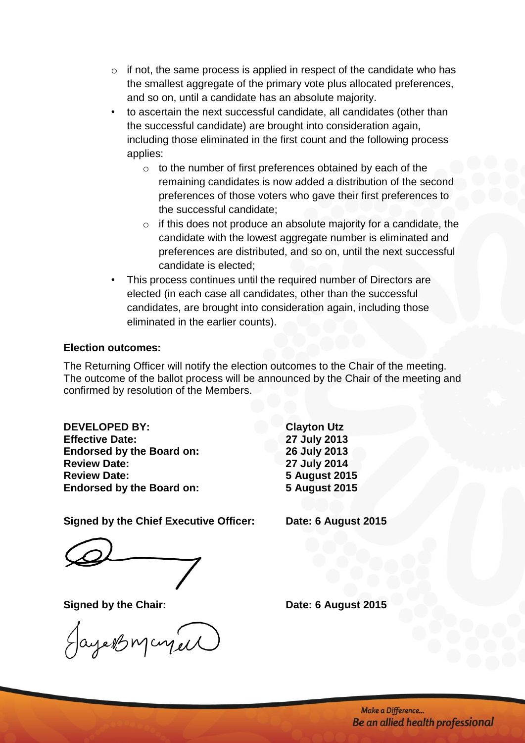- if not, the same process is applied in respect of the candidate who has the smallest aggregate of the primary vote plus allocated preferences, and so on, until a candidate has an absolute majority.
- to ascertain the next successful candidate, all candidates (other than the successful candidate) are brought into consideration again, including those eliminated in the first count and the following process applies:
  - to the number of first preferences obtained by each of the remaining candidates is now added a distribution of the second preferences of those voters who gave their first preferences to the successful candidate;
  - if this does not produce an absolute majority for a candidate, the candidate with the lowest aggregate number is eliminated and preferences are distributed, and so on, until the next successful candidate is elected;
- This process continues until the required number of Directors are elected (in each case all candidates, other than the successful candidates, are brought into consideration again, including those eliminated in the earlier counts).

**Election outcomes:**

The Returning Officer will notify the election outcomes to the Chair of the meeting. The outcome of the ballot process will be announced by the Chair of the meeting and confirmed by resolution of the Members.

| | |
|---|---|
| **DEVELOPED BY:** | **Clayton Utz** |
| **Effective Date:** | **27 July 2013** |
| **Endorsed by the Board on:** | **26 July 2013** |
| **Review Date:** | **27 July 2014** |
| **Review Date:** | **5 August 2015** |
| **Endorsed by the Board on:** | **5 August 2015** |

**Signed by the Chief Executive Officer:** **Date: 6 August 2015**

**Signed by the Chair:** **Date: 6 August 2015**